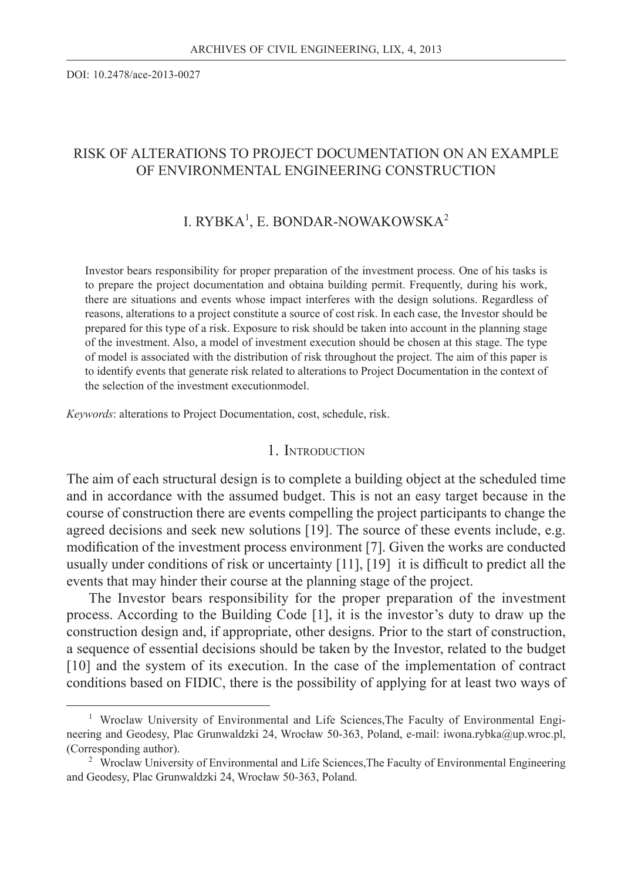DOI: 10.2478/ace-2013-0027

# RISK OF ALTERATIONS TO PROJECT DOCUMENTATION ON AN EXAMPLE OF ENVIRONMENTAL ENGINEERING CONSTRUCTION

## I. RYBKA[1], E. BONDAR-NOWAKOWSKA[2]

Investor bears responsibility for proper preparation of the investment process. One of his tasks is to prepare the project documentation and obtaina building permit. Frequently, during his work, there are situations and events whose impact interferes with the design solutions. Regardless of reasons, alterations to a project constitute a source of cost risk. In each case, the Investor should be prepared for this type of a risk. Exposure to risk should be taken into account in the planning stage of the investment. Also, a model of investment execution should be chosen at this stage. The type of model is associated with the distribution of risk throughout the project. The aim of this paper is to identify events that generate risk related to alterations to Project Documentation in the context of the selection of the investment executionmodel.

*Keywords*: alterations to Project Documentation, cost, schedule, risk.

## 1. Introduction

The aim of each structural design is to complete a building object at the scheduled time and in accordance with the assumed budget. This is not an easy target because in the course of construction there are events compelling the project participants to change the agreed decisions and seek new solutions [19]. The source of these events include, e.g. modification of the investment process environment [7]. Given the works are conducted usually under conditions of risk or uncertainty [11], [19] it is difficult to predict all the events that may hinder their course at the planning stage of the project.

The Investor bears responsibility for the proper preparation of the investment process. According to the Building Code [1], it is the investor's duty to draw up the construction design and, if appropriate, other designs. Prior to the start of construction, a sequence of essential decisions should be taken by the Investor, related to the budget [10] and the system of its execution. In the case of the implementation of contract conditions based on FIDIC, there is the possibility of applying for at least two ways of

[1] Wroclaw University of Environmental and Life Sciences,The Faculty of Environmental Engineering and Geodesy, Plac Grunwaldzki 24, Wrocław 50-363, Poland, e-mail: iwona.rybka@up.wroc.pl, (Corresponding author).

[2] Wroclaw University of Environmental and Life Sciences,The Faculty of Environmental Engineering and Geodesy, Plac Grunwaldzki 24, Wrocław 50-363, Poland.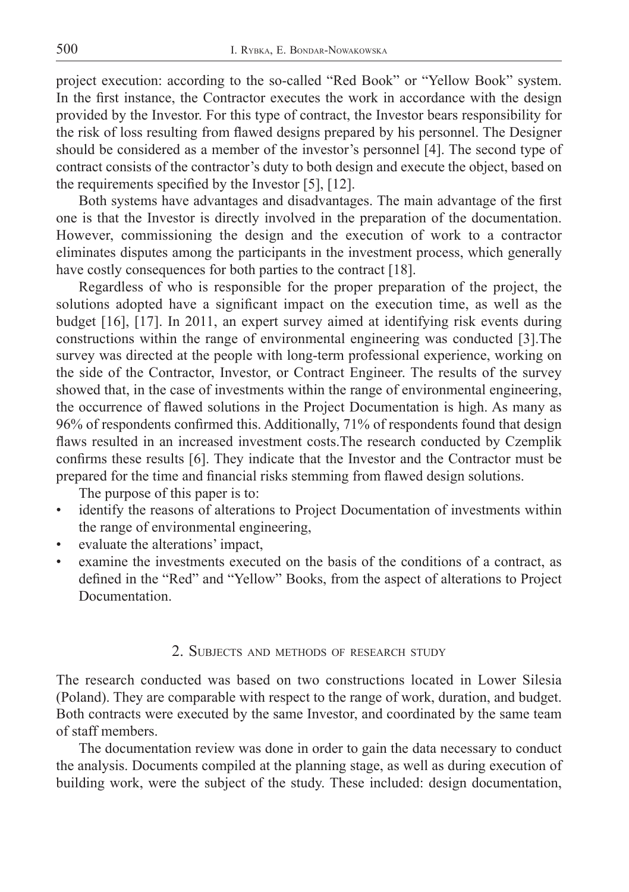project execution: according to the so-called "Red Book" or "Yellow Book" system. In the first instance, the Contractor executes the work in accordance with the design provided by the Investor. For this type of contract, the Investor bears responsibility for the risk of loss resulting from flawed designs prepared by his personnel. The Designer should be considered as a member of the investor's personnel [4]. The second type of contract consists of the contractor's duty to both design and execute the object, based on the requirements specified by the Investor [5], [12].

Both systems have advantages and disadvantages. The main advantage of the first one is that the Investor is directly involved in the preparation of the documentation. However, commissioning the design and the execution of work to a contractor eliminates disputes among the participants in the investment process, which generally have costly consequences for both parties to the contract [18].

Regardless of who is responsible for the proper preparation of the project, the solutions adopted have a significant impact on the execution time, as well as the budget [16], [17]. In 2011, an expert survey aimed at identifying risk events during constructions within the range of environmental engineering was conducted [3].The survey was directed at the people with long-term professional experience, working on the side of the Contractor, Investor, or Contract Engineer. The results of the survey showed that, in the case of investments within the range of environmental engineering, the occurrence of flawed solutions in the Project Documentation is high. As many as 96% of respondents confirmed this. Additionally, 71% of respondents found that design flaws resulted in an increased investment costs.The research conducted by Czemplik confirms these results [6]. They indicate that the Investor and the Contractor must be prepared for the time and financial risks stemming from flawed design solutions.

The purpose of this paper is to:

- identify the reasons of alterations to Project Documentation of investments within the range of environmental engineering,
- evaluate the alterations' impact,
- examine the investments executed on the basis of the conditions of a contract, as defined in the "Red" and "Yellow" Books, from the aspect of alterations to Project Documentation.

## 2. Subjects and methods of research study

The research conducted was based on two constructions located in Lower Silesia (Poland). They are comparable with respect to the range of work, duration, and budget. Both contracts were executed by the same Investor, and coordinated by the same team of staff members.

The documentation review was done in order to gain the data necessary to conduct the analysis. Documents compiled at the planning stage, as well as during execution of building work, were the subject of the study. These included: design documentation,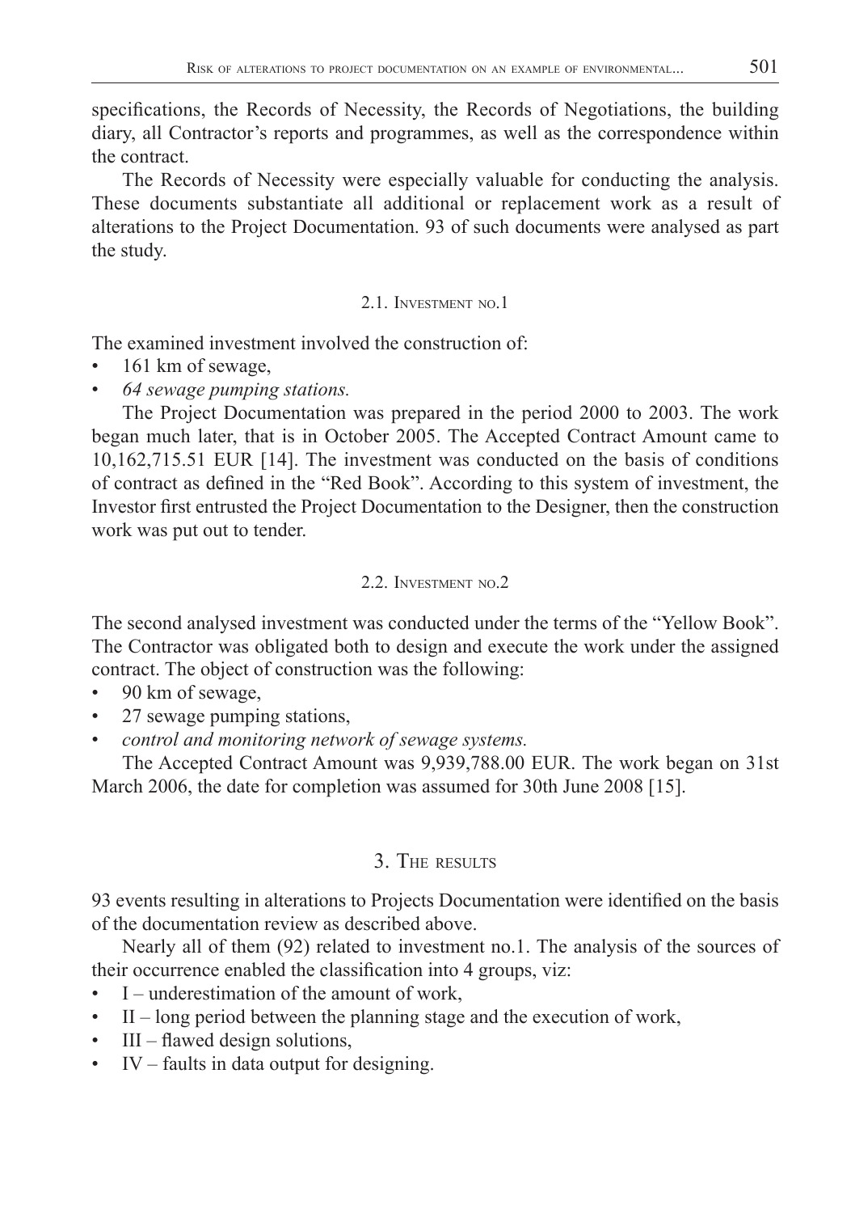specifications, the Records of Necessity, the Records of Negotiations, the building diary, all Contractor's reports and programmes, as well as the correspondence within the contract.

The Records of Necessity were especially valuable for conducting the analysis. These documents substantiate all additional or replacement work as a result of alterations to the Project Documentation. 93 of such documents were analysed as part the study.

### 2.1. Investment no.1

The examined investment involved the construction of:

- 161 km of sewage,
- *64 sewage pumping stations.*

The Project Documentation was prepared in the period 2000 to 2003. The work began much later, that is in October 2005. The Accepted Contract Amount came to 10,162,715.51 EUR [14]. The investment was conducted on the basis of conditions of contract as defined in the "Red Book". According to this system of investment, the Investor first entrusted the Project Documentation to the Designer, then the construction work was put out to tender.

### 2.2. Investment no.2

The second analysed investment was conducted under the terms of the "Yellow Book". The Contractor was obligated both to design and execute the work under the assigned contract. The object of construction was the following:

- 90 km of sewage,
- 27 sewage pumping stations,
- *control and monitoring network of sewage systems.*

The Accepted Contract Amount was 9,939,788.00 EUR. The work began on 31st March 2006, the date for completion was assumed for 30th June 2008 [15].

## 3. The results

93 events resulting in alterations to Projects Documentation were identified on the basis of the documentation review as described above.

Nearly all of them (92) related to investment no.1. The analysis of the sources of their occurrence enabled the classification into 4 groups, viz:

- I – underestimation of the amount of work,
- II – long period between the planning stage and the execution of work,
- III – flawed design solutions,
- IV – faults in data output for designing.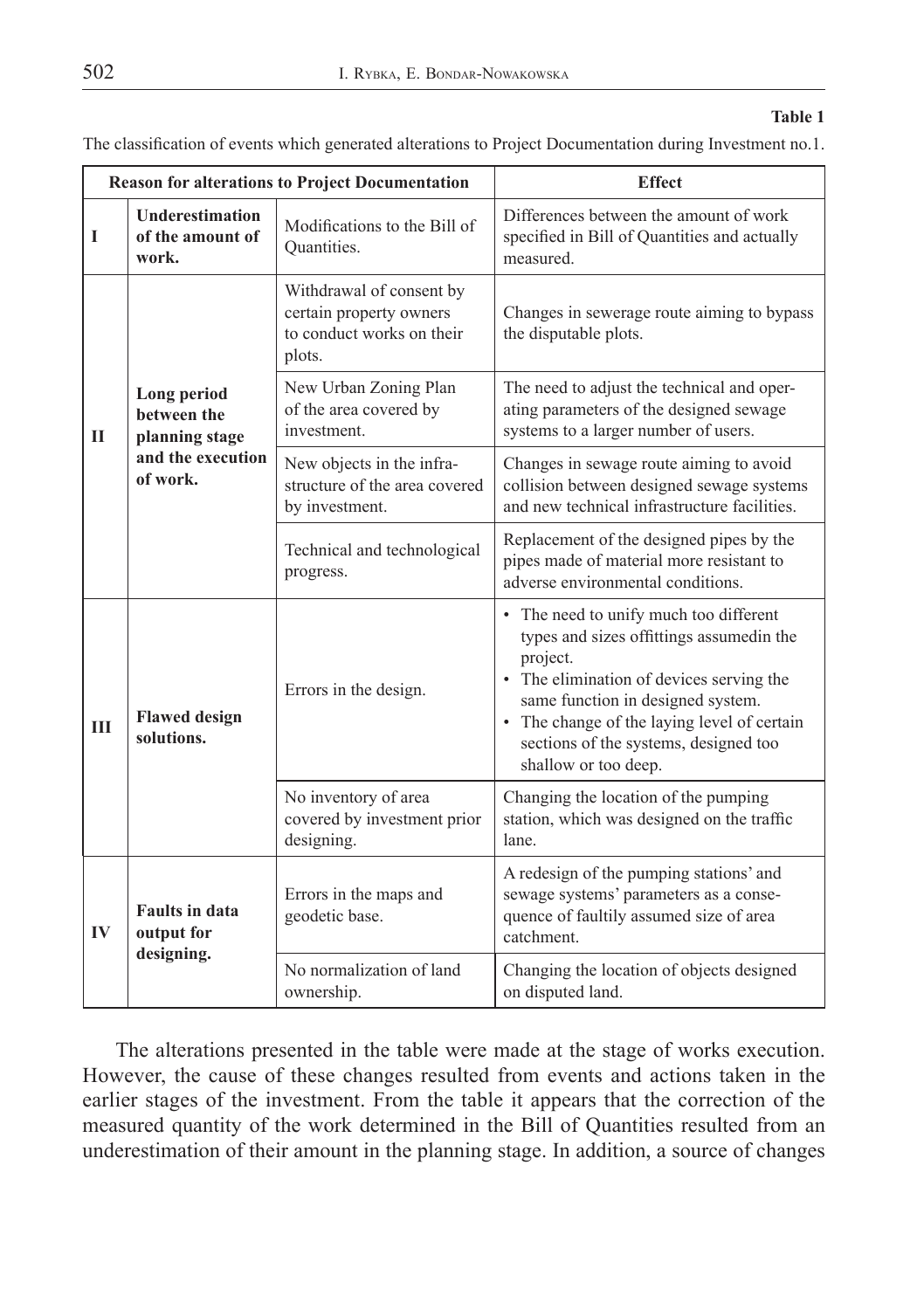**Table 1**

The classification of events which generated alterations to Project Documentation during Investment no.1.

| Reason for alterations to Project Documentation | | | Effect |
|---|---|---|---|
| **I** | **Underestimation of the amount of work.** | Modifications to the Bill of Quantities. | Differences between the amount of work specified in Bill of Quantities and actually measured. |
| **II** | **Long period between the planning stage and the execution of work.** | Withdrawal of consent by certain property owners to conduct works on their plots. | Changes in sewerage route aiming to bypass the disputable plots. |
| | | New Urban Zoning Plan of the area covered by investment. | The need to adjust the technical and operating parameters of the designed sewage systems to a larger number of users. |
| | | New objects in the infrastructure of the area covered by investment. | Changes in sewage route aiming to avoid collision between designed sewage systems and new technical infrastructure facilities. |
| | | Technical and technological progress. | Replacement of the designed pipes by the pipes made of material more resistant to adverse environmental conditions. |
| **III** | **Flawed design solutions.** | Errors in the design. | • The need to unify much too different types and sizes offittings assumedin the project. • The elimination of devices serving the same function in designed system. • The change of the laying level of certain sections of the systems, designed too shallow or too deep. |
| | | No inventory of area covered by investment prior designing. | Changing the location of the pumping station, which was designed on the traffic lane. |
| **IV** | **Faults in data output for designing.** | Errors in the maps and geodetic base. | A redesign of the pumping stations' and sewage systems' parameters as a consequence of faultily assumed size of area catchment. |
| | | No normalization of land ownership. | Changing the location of objects designed on disputed land. |

The alterations presented in the table were made at the stage of works execution. However, the cause of these changes resulted from events and actions taken in the earlier stages of the investment. From the table it appears that the correction of the measured quantity of the work determined in the Bill of Quantities resulted from an underestimation of their amount in the planning stage. In addition, a source of changes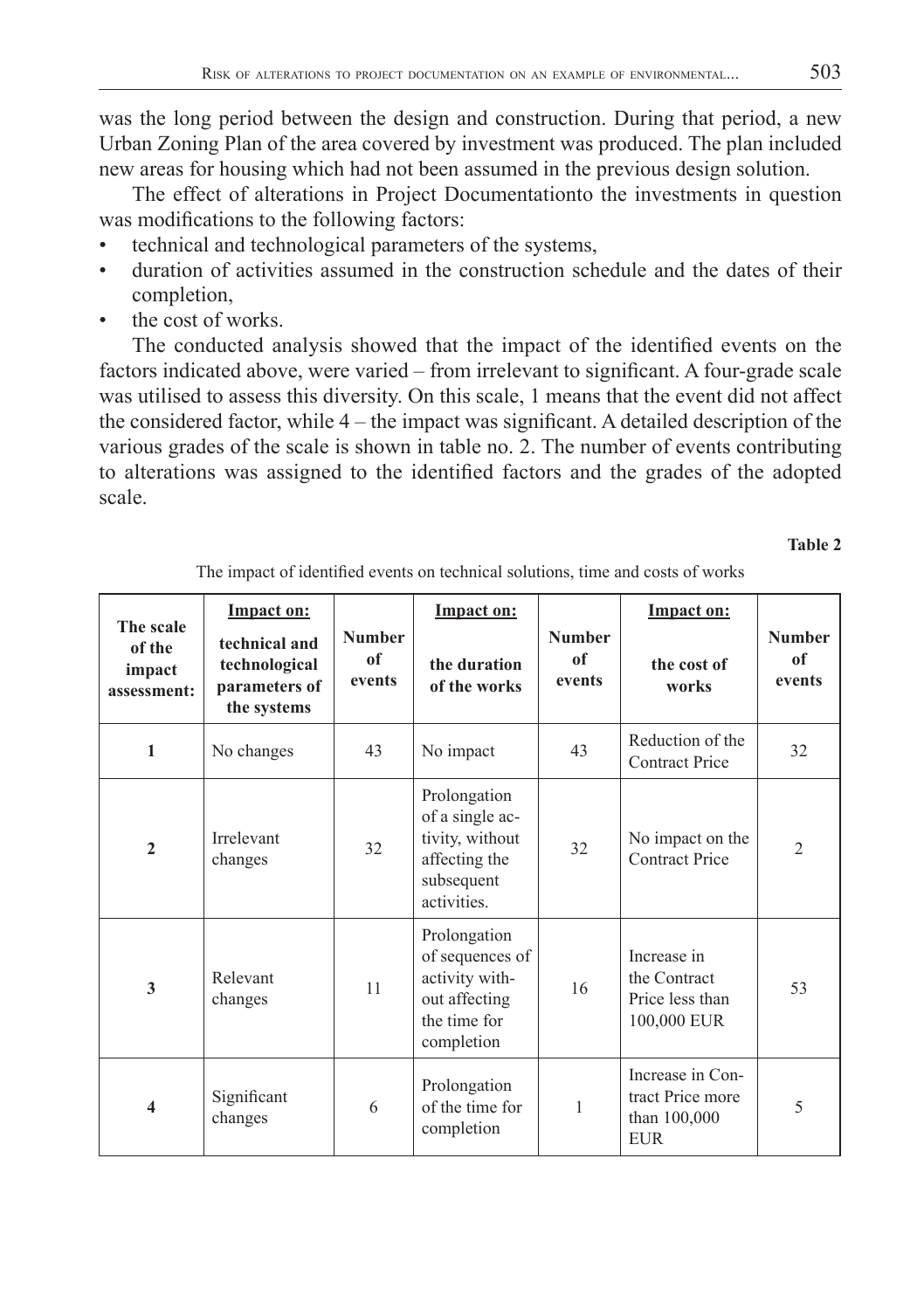was the long period between the design and construction. During that period, a new Urban Zoning Plan of the area covered by investment was produced. The plan included new areas for housing which had not been assumed in the previous design solution.

The effect of alterations in Project Documentationto the investments in question was modifications to the following factors:

- technical and technological parameters of the systems,
- duration of activities assumed in the construction schedule and the dates of their completion,
- the cost of works.

The conducted analysis showed that the impact of the identified events on the factors indicated above, were varied – from irrelevant to significant. A four-grade scale was utilised to assess this diversity. On this scale, 1 means that the event did not affect the considered factor, while 4 – the impact was significant. A detailed description of the various grades of the scale is shown in table no. 2. The number of events contributing to alterations was assigned to the identified factors and the grades of the adopted scale.

**Table 2**

The impact of identified events on technical solutions, time and costs of works

| The scale of the impact assessment: | Impact on: technical and technological parameters of the systems | Number of events | Impact on: the duration of the works | Number of events | Impact on: the cost of works | Number of events |
|---|---|---|---|---|---|---|
| **1** | No changes | 43 | No impact | 43 | Reduction of the Contract Price | 32 |
| **2** | Irrelevant changes | 32 | Prolongation of a single activity, without affecting the subsequent activities. | 32 | No impact on the Contract Price | 2 |
| **3** | Relevant changes | 11 | Prolongation of sequences of activity without affecting the time for completion | 16 | Increase in the Contract Price less than 100,000 EUR | 53 |
| **4** | Significant changes | 6 | Prolongation of the time for completion | 1 | Increase in Contract Price more than 100,000 EUR | 5 |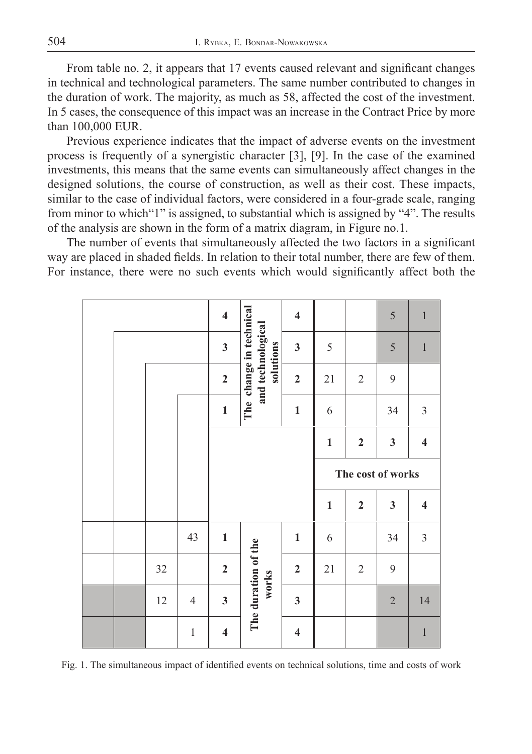From table no. 2, it appears that 17 events caused relevant and significant changes in technical and technological parameters. The same number contributed to changes in the duration of work. The majority, as much as 58, affected the cost of the investment. In 5 cases, the consequence of this impact was an increase in the Contract Price by more than 100,000 EUR.

Previous experience indicates that the impact of adverse events on the investment process is frequently of a synergistic character [3], [9]. In the case of the examined investments, this means that the same events can simultaneously affect changes in the designed solutions, the course of construction, as well as their cost. These impacts, similar to the case of individual factors, were considered in a four-grade scale, ranging from minor to which"1" is assigned, to substantial which is assigned by "4". The results of the analysis are shown in the form of a matrix diagram, in Figure no.1.

The number of events that simultaneously affected the two factors in a significant way are placed in shaded fields. In relation to their total number, there are few of them. For instance, there were no such events which would significantly affect both the

| | | | | | | | | | | |
|---|---|---|---|---|---|---|---|---|---|---|
| | | | | **4** | **The change in technical and technological solutions** | **4** | | | 5 | 1 |
| | | | | **3** | | **3** | 5 | | 5 | 1 |
| | | | | **2** | | **2** | 21 | 2 | 9 | |
| | | | | **1** | | **1** | 6 | | 34 | 3 |
| | | | | | | | **1** | **2** | **3** | **4** |
| | | | | | | | **The cost of works** | | | |
| | | | | | | | **1** | **2** | **3** | **4** |
| | | | 43 | **1** | **The duration of the works** | **1** | 6 | | 34 | 3 |
| | | 32 | | **2** | | **2** | 21 | 2 | 9 | |
| | | 12 | 4 | **3** | | **3** | | | 2 | 14 |
| | | | 1 | **4** | | **4** | | | | 1 |

Fig. 1. The simultaneous impact of identified events on technical solutions, time and costs of work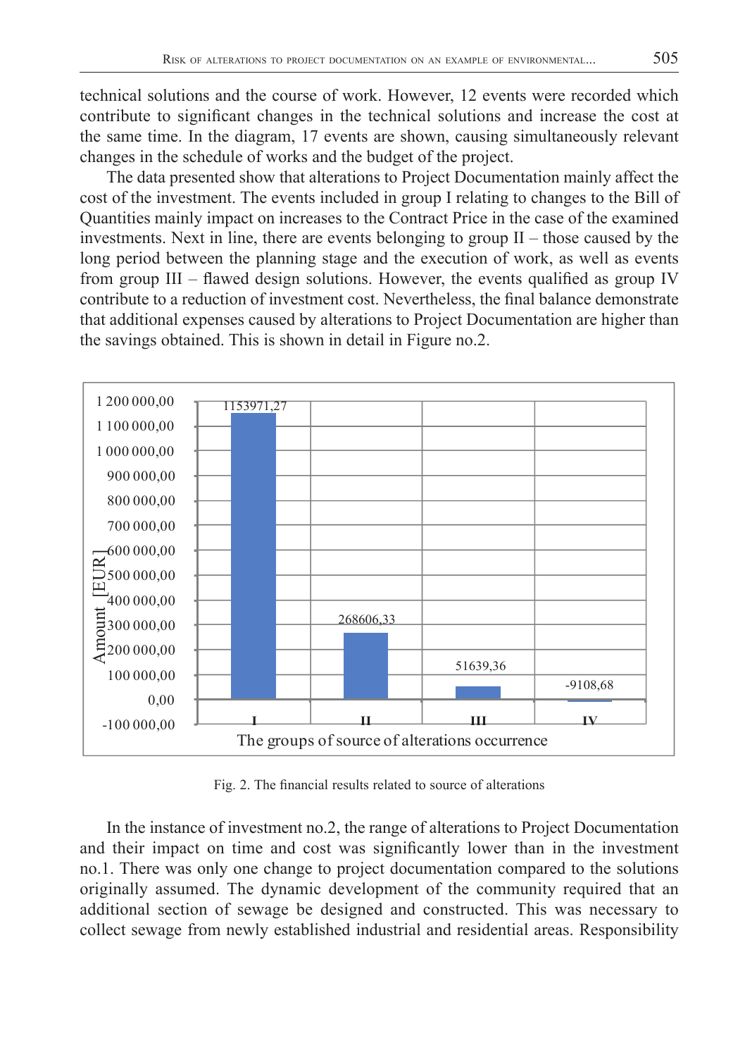technical solutions and the course of work. However, 12 events were recorded which contribute to significant changes in the technical solutions and increase the cost at the same time. In the diagram, 17 events are shown, causing simultaneously relevant changes in the schedule of works and the budget of the project.

The data presented show that alterations to Project Documentation mainly affect the cost of the investment. The events included in group I relating to changes to the Bill of Quantities mainly impact on increases to the Contract Price in the case of the examined investments. Next in line, there are events belonging to group II – those caused by the long period between the planning stage and the execution of work, as well as events from group III – flawed design solutions. However, the events qualified as group IV contribute to a reduction of investment cost. Nevertheless, the final balance demonstrate that additional expenses caused by alterations to Project Documentation are higher than the savings obtained. This is shown in detail in Figure no.2.

| The groups of source of alterations occurrence | Amount [EUR] |
|---|---|
| I | 1153971,27 |
| II | 268606,33 |
| III | 51639,36 |
| IV | -9108,68 |

Fig. 2. The financial results related to source of alterations

In the instance of investment no.2, the range of alterations to Project Documentation and their impact on time and cost was significantly lower than in the investment no.1. There was only one change to project documentation compared to the solutions originally assumed. The dynamic development of the community required that an additional section of sewage be designed and constructed. This was necessary to collect sewage from newly established industrial and residential areas. Responsibility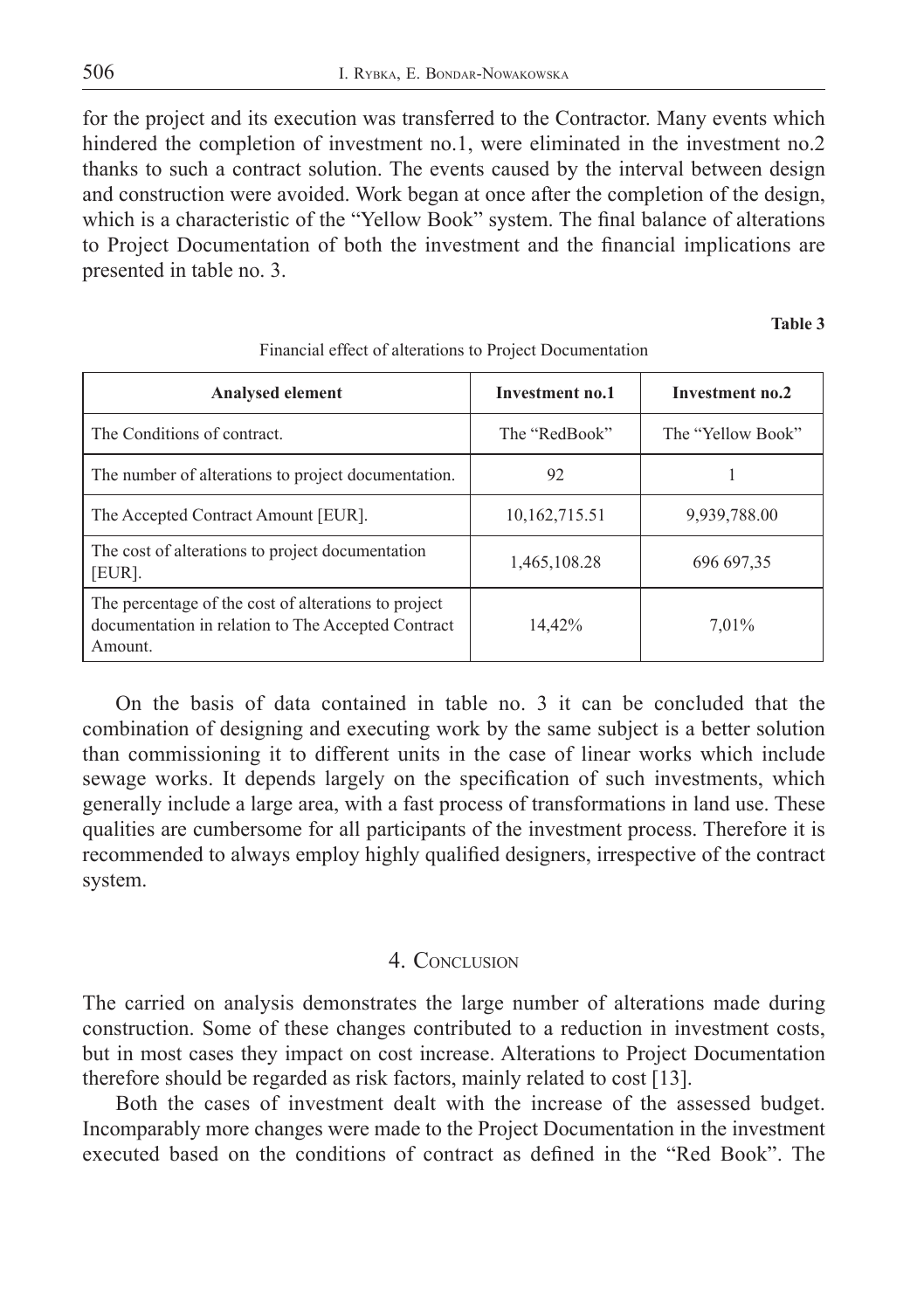for the project and its execution was transferred to the Contractor. Many events which hindered the completion of investment no.1, were eliminated in the investment no.2 thanks to such a contract solution. The events caused by the interval between design and construction were avoided. Work began at once after the completion of the design, which is a characteristic of the "Yellow Book" system. The final balance of alterations to Project Documentation of both the investment and the financial implications are presented in table no. 3.

**Table 3**

Financial effect of alterations to Project Documentation

| Analysed element | Investment no.1 | Investment no.2 |
|---|---|---|
| The Conditions of contract. | The "RedBook" | The "Yellow Book" |
| The number of alterations to project documentation. | 92 | 1 |
| The Accepted Contract Amount [EUR]. | 10,162,715.51 | 9,939,788.00 |
| The cost of alterations to project documentation [EUR]. | 1,465,108.28 | 696 697,35 |
| The percentage of the cost of alterations to project documentation in relation to The Accepted Contract Amount. | 14,42% | 7,01% |

On the basis of data contained in table no. 3 it can be concluded that the combination of designing and executing work by the same subject is a better solution than commissioning it to different units in the case of linear works which include sewage works. It depends largely on the specification of such investments, which generally include a large area, with a fast process of transformations in land use. These qualities are cumbersome for all participants of the investment process. Therefore it is recommended to always employ highly qualified designers, irrespective of the contract system.

## 4. Conclusion

The carried on analysis demonstrates the large number of alterations made during construction. Some of these changes contributed to a reduction in investment costs, but in most cases they impact on cost increase. Alterations to Project Documentation therefore should be regarded as risk factors, mainly related to cost [13].

Both the cases of investment dealt with the increase of the assessed budget. Incomparably more changes were made to the Project Documentation in the investment executed based on the conditions of contract as defined in the "Red Book". The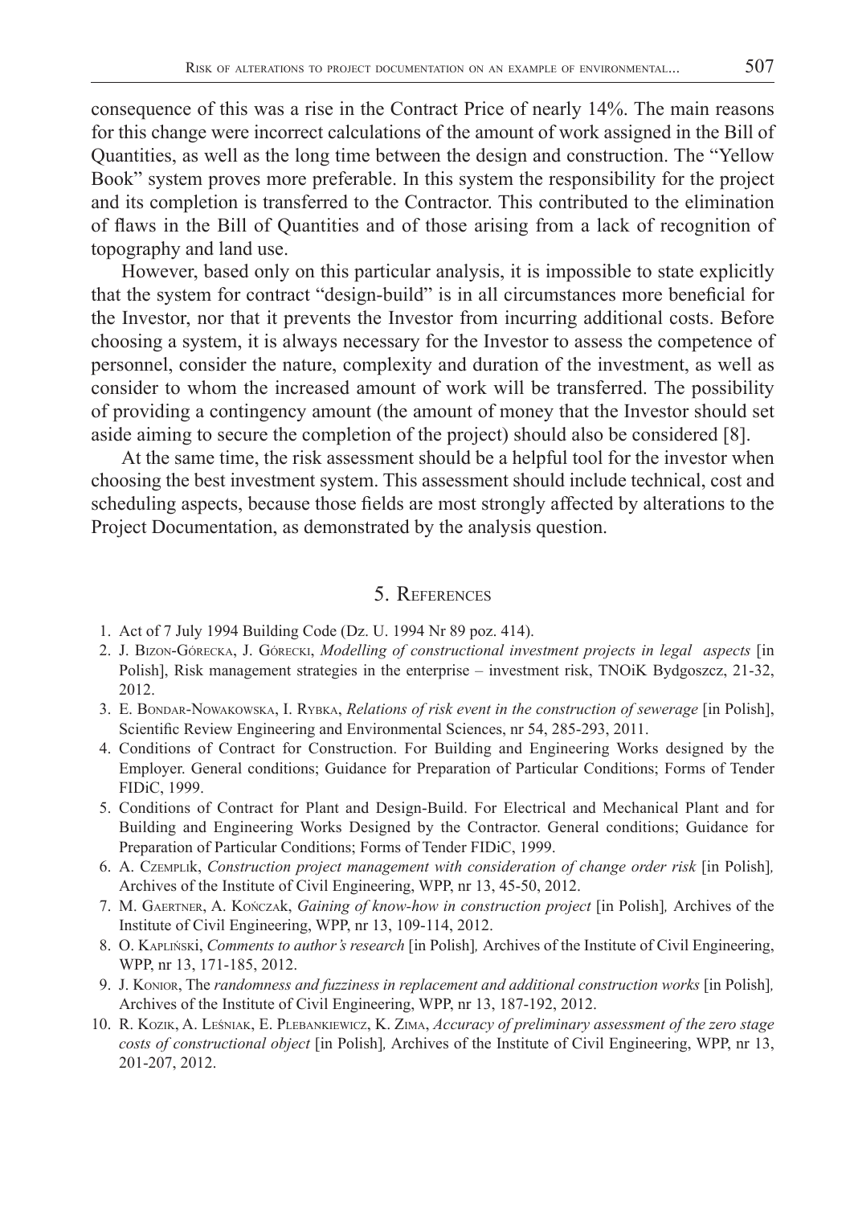consequence of this was a rise in the Contract Price of nearly 14%. The main reasons for this change were incorrect calculations of the amount of work assigned in the Bill of Quantities, as well as the long time between the design and construction. The "Yellow Book" system proves more preferable. In this system the responsibility for the project and its completion is transferred to the Contractor. This contributed to the elimination of flaws in the Bill of Quantities and of those arising from a lack of recognition of topography and land use.

However, based only on this particular analysis, it is impossible to state explicitly that the system for contract "design-build" is in all circumstances more beneficial for the Investor, nor that it prevents the Investor from incurring additional costs. Before choosing a system, it is always necessary for the Investor to assess the competence of personnel, consider the nature, complexity and duration of the investment, as well as consider to whom the increased amount of work will be transferred. The possibility of providing a contingency amount (the amount of money that the Investor should set aside aiming to secure the completion of the project) should also be considered [8].

At the same time, the risk assessment should be a helpful tool for the investor when choosing the best investment system. This assessment should include technical, cost and scheduling aspects, because those fields are most strongly affected by alterations to the Project Documentation, as demonstrated by the analysis question.

## 5. References

1. Act of 7 July 1994 Building Code (Dz. U. 1994 Nr 89 poz. 414).
2. J. Bizon-Górecka, J. Górecki, *Modelling of constructional investment projects in legal aspects* [in Polish], Risk management strategies in the enterprise – investment risk, TNOiK Bydgoszcz, 21-32, 2012.
3. E. Bondar-Nowakowska, I. Rybka, *Relations of risk event in the construction of sewerage* [in Polish], Scientific Review Engineering and Environmental Sciences, nr 54, 285-293, 2011.
4. Conditions of Contract for Construction. For Building and Engineering Works designed by the Employer. General conditions; Guidance for Preparation of Particular Conditions; Forms of Tender FIDiC, 1999.
5. Conditions of Contract for Plant and Design-Build. For Electrical and Mechanical Plant and for Building and Engineering Works Designed by the Contractor. General conditions; Guidance for Preparation of Particular Conditions; Forms of Tender FIDiC, 1999.
6. A. Czemplik, *Construction project management with consideration of change order risk* [in Polish]*,* Archives of the Institute of Civil Engineering, WPP, nr 13, 45-50, 2012.
7. M. Gaertner, A. Kończak, *Gaining of know-how in construction project* [in Polish]*,* Archives of the Institute of Civil Engineering, WPP, nr 13, 109-114, 2012.
8. O. Kapliński, *Comments to author's research* [in Polish]*,* Archives of the Institute of Civil Engineering, WPP, nr 13, 171-185, 2012.
9. J. Konior, The *randomness and fuzziness in replacement and additional construction works* [in Polish]*,* Archives of the Institute of Civil Engineering, WPP, nr 13, 187-192, 2012.
10. R. Kozik, A. Leśniak, E. Plebankiewicz, K. Zima, *Accuracy of preliminary assessment of the zero stage costs of constructional object* [in Polish]*,* Archives of the Institute of Civil Engineering, WPP, nr 13, 201-207, 2012.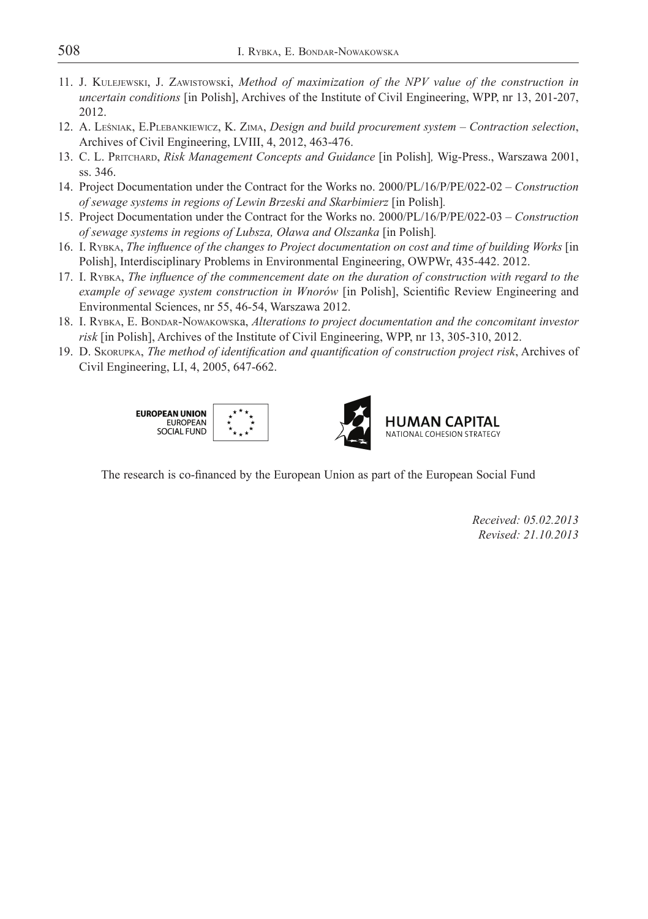11. J. Kulejewski, J. Zawistowski, *Method of maximization of the NPV value of the construction in uncertain conditions* [in Polish], Archives of the Institute of Civil Engineering, WPP, nr 13, 201-207, 2012.
12. A. Leśniak, E.Plebankiewicz, K. Zima, *Design and build procurement system – Contraction selection*, Archives of Civil Engineering, LVIII, 4, 2012, 463-476.
13. C. L. Pritchard, *Risk Management Concepts and Guidance* [in Polish], Wig-Press., Warszawa 2001, ss. 346.
14. Project Documentation under the Contract for the Works no. 2000/PL/16/P/PE/022-02 – *Construction of sewage systems in regions of Lewin Brzeski and Skarbimierz* [in Polish].
15. Project Documentation under the Contract for the Works no. 2000/PL/16/P/PE/022-03 – *Construction of sewage systems in regions of Lubsza, Oława and Olszanka* [in Polish].
16. I. Rybka, *The influence of the changes to Project documentation on cost and time of building Works* [in Polish], Interdisciplinary Problems in Environmental Engineering, OWPWr, 435-442. 2012.
17. I. Rybka, *The influence of the commencement date on the duration of construction with regard to the example of sewage system construction in Wnorów* [in Polish], Scientific Review Engineering and Environmental Sciences, nr 55, 46-54, Warszawa 2012.
18. I. Rybka, E. Bondar-Nowakowska, *Alterations to project documentation and the concomitant investor risk* [in Polish], Archives of the Institute of Civil Engineering, WPP, nr 13, 305-310, 2012.
19. D. Skorupka, *The method of identification and quantification of construction project risk*, Archives of Civil Engineering, LI, 4, 2005, 647-662.

EUROPEAN UNION
EUROPEAN SOCIAL FUND

HUMAN CAPITAL
NATIONAL COHESION STRATEGY

The research is co-financed by the European Union as part of the European Social Fund

*Received: 05.02.2013*
*Revised: 21.10.2013*